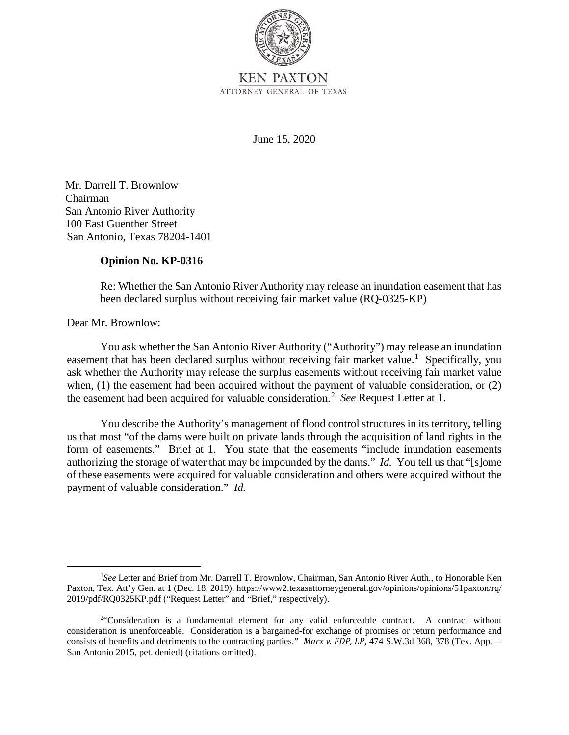KEN PAXTON
ATTORNEY GENERAL OF TEXAS

June 15, 2020

Mr. Darrell T. Brownlow
Chairman
San Antonio River Authority
100 East Guenther Street
San Antonio, Texas 78204-1401

**Opinion No. KP-0316**

Re: Whether the San Antonio River Authority may release an inundation easement that has been declared surplus without receiving fair market value (RQ-0325-KP)

Dear Mr. Brownlow:

You ask whether the San Antonio River Authority ("Authority") may release an inundation easement that has been declared surplus without receiving fair market value.[1] Specifically, you ask whether the Authority may release the surplus easements without receiving fair market value when, (1) the easement had been acquired without the payment of valuable consideration, or (2) the easement had been acquired for valuable consideration.[2] *See* Request Letter at 1.

You describe the Authority's management of flood control structures in its territory, telling us that most "of the dams were built on private lands through the acquisition of land rights in the form of easements." Brief at 1. You state that the easements "include inundation easements authorizing the storage of water that may be impounded by the dams." *Id.* You tell us that "[s]ome of these easements were acquired for valuable consideration and others were acquired without the payment of valuable consideration." *Id.*

---

[1]*See* Letter and Brief from Mr. Darrell T. Brownlow, Chairman, San Antonio River Auth., to Honorable Ken Paxton, Tex. Att'y Gen. at 1 (Dec. 18, 2019), https://www2.texasattorneygeneral.gov/opinions/opinions/51paxton/rq/2019/pdf/RQ0325KP.pdf ("Request Letter" and "Brief," respectively).

[2]"Consideration is a fundamental element for any valid enforceable contract. A contract without consideration is unenforceable. Consideration is a bargained-for exchange of promises or return performance and consists of benefits and detriments to the contracting parties." *Marx v. FDP, LP*, 474 S.W.3d 368, 378 (Tex. App.—San Antonio 2015, pet. denied) (citations omitted).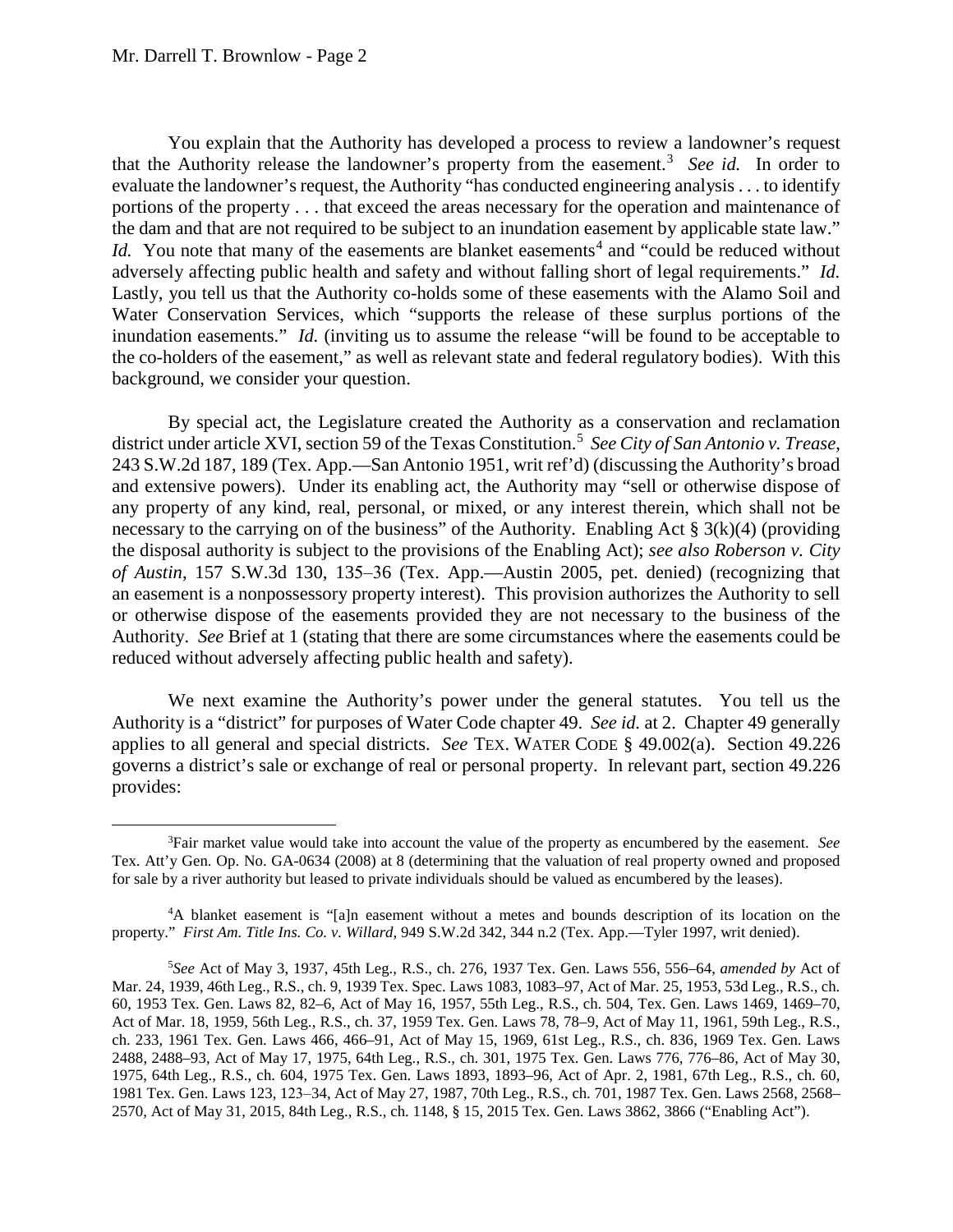You explain that the Authority has developed a process to review a landowner's request that the Authority release the landowner's property from the easement.[3] *See id.* In order to evaluate the landowner's request, the Authority "has conducted engineering analysis . . . to identify portions of the property . . . that exceed the areas necessary for the operation and maintenance of the dam and that are not required to be subject to an inundation easement by applicable state law." *Id.* You note that many of the easements are blanket easements[4] and "could be reduced without adversely affecting public health and safety and without falling short of legal requirements." *Id.* Lastly, you tell us that the Authority co-holds some of these easements with the Alamo Soil and Water Conservation Services, which "supports the release of these surplus portions of the inundation easements." *Id.* (inviting us to assume the release "will be found to be acceptable to the co-holders of the easement," as well as relevant state and federal regulatory bodies). With this background, we consider your question.

By special act, the Legislature created the Authority as a conservation and reclamation district under article XVI, section 59 of the Texas Constitution.[5] *See City of San Antonio v. Trease*, 243 S.W.2d 187, 189 (Tex. App.—San Antonio 1951, writ ref'd) (discussing the Authority's broad and extensive powers). Under its enabling act, the Authority may "sell or otherwise dispose of any property of any kind, real, personal, or mixed, or any interest therein, which shall not be necessary to the carrying on of the business" of the Authority. Enabling Act § 3(k)(4) (providing the disposal authority is subject to the provisions of the Enabling Act); *see also Roberson v. City of Austin*, 157 S.W.3d 130, 135–36 (Tex. App.—Austin 2005, pet. denied) (recognizing that an easement is a nonpossessory property interest). This provision authorizes the Authority to sell or otherwise dispose of the easements provided they are not necessary to the business of the Authority. *See* Brief at 1 (stating that there are some circumstances where the easements could be reduced without adversely affecting public health and safety).

We next examine the Authority's power under the general statutes. You tell us the Authority is a "district" for purposes of Water Code chapter 49. *See id.* at 2. Chapter 49 generally applies to all general and special districts. *See* TEX. WATER CODE § 49.002(a). Section 49.226 governs a district's sale or exchange of real or personal property. In relevant part, section 49.226 provides:

---

[3] Fair market value would take into account the value of the property as encumbered by the easement. *See* Tex. Att'y Gen. Op. No. GA-0634 (2008) at 8 (determining that the valuation of real property owned and proposed for sale by a river authority but leased to private individuals should be valued as encumbered by the leases).

[4] A blanket easement is "[a]n easement without a metes and bounds description of its location on the property." *First Am. Title Ins. Co. v. Willard*, 949 S.W.2d 342, 344 n.2 (Tex. App.—Tyler 1997, writ denied).

[5] *See* Act of May 3, 1937, 45th Leg., R.S., ch. 276, 1937 Tex. Gen. Laws 556, 556–64, *amended by* Act of Mar. 24, 1939, 46th Leg., R.S., ch. 9, 1939 Tex. Spec. Laws 1083, 1083–97, Act of Mar. 25, 1953, 53d Leg., R.S., ch. 60, 1953 Tex. Gen. Laws 82, 82–6, Act of May 16, 1957, 55th Leg., R.S., ch. 504, Tex. Gen. Laws 1469, 1469–70, Act of Mar. 18, 1959, 56th Leg., R.S., ch. 37, 1959 Tex. Gen. Laws 78, 78–9, Act of May 11, 1961, 59th Leg., R.S., ch. 233, 1961 Tex. Gen. Laws 466, 466–91, Act of May 15, 1969, 61st Leg., R.S., ch. 836, 1969 Tex. Gen. Laws 2488, 2488–93, Act of May 17, 1975, 64th Leg., R.S., ch. 301, 1975 Tex. Gen. Laws 776, 776–86, Act of May 30, 1975, 64th Leg., R.S., ch. 604, 1975 Tex. Gen. Laws 1893, 1893–96, Act of Apr. 2, 1981, 67th Leg., R.S., ch. 60, 1981 Tex. Gen. Laws 123, 123–34, Act of May 27, 1987, 70th Leg., R.S., ch. 701, 1987 Tex. Gen. Laws 2568, 2568–2570, Act of May 31, 2015, 84th Leg., R.S., ch. 1148, § 15, 2015 Tex. Gen. Laws 3862, 3866 ("Enabling Act").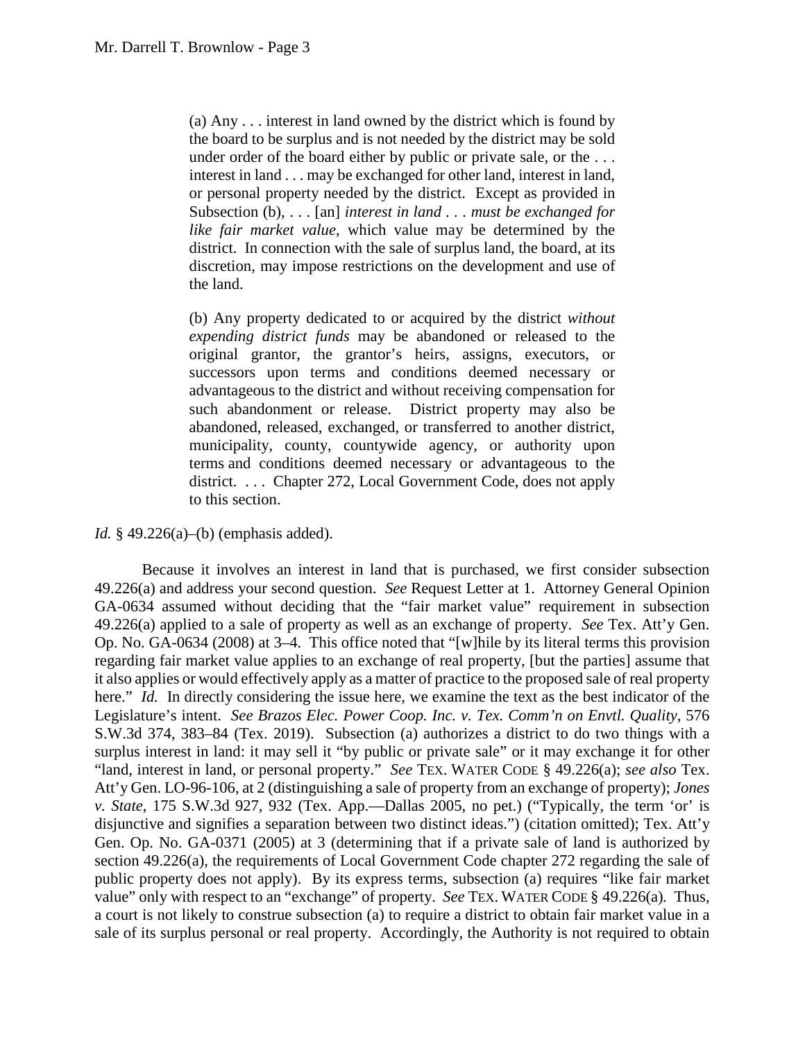> (a) Any . . . interest in land owned by the district which is found by the board to be surplus and is not needed by the district may be sold under order of the board either by public or private sale, or the . . . interest in land . . . may be exchanged for other land, interest in land, or personal property needed by the district. Except as provided in Subsection (b), . . . [an] *interest in land . . . must be exchanged for like fair market value*, which value may be determined by the district. In connection with the sale of surplus land, the board, at its discretion, may impose restrictions on the development and use of the land.
>
> (b) Any property dedicated to or acquired by the district *without expending district funds* may be abandoned or released to the original grantor, the grantor's heirs, assigns, executors, or successors upon terms and conditions deemed necessary or advantageous to the district and without receiving compensation for such abandonment or release. District property may also be abandoned, released, exchanged, or transferred to another district, municipality, county, countywide agency, or authority upon terms and conditions deemed necessary or advantageous to the district. . . . Chapter 272, Local Government Code, does not apply to this section.

*Id.* § 49.226(a)–(b) (emphasis added).

Because it involves an interest in land that is purchased, we first consider subsection 49.226(a) and address your second question. *See* Request Letter at 1. Attorney General Opinion GA-0634 assumed without deciding that the "fair market value" requirement in subsection 49.226(a) applied to a sale of property as well as an exchange of property. *See* Tex. Att'y Gen. Op. No. GA-0634 (2008) at 3–4. This office noted that "[w]hile by its literal terms this provision regarding fair market value applies to an exchange of real property, [but the parties] assume that it also applies or would effectively apply as a matter of practice to the proposed sale of real property here." *Id.* In directly considering the issue here, we examine the text as the best indicator of the Legislature's intent. *See Brazos Elec. Power Coop. Inc. v. Tex. Comm'n on Envtl. Quality*, 576 S.W.3d 374, 383–84 (Tex. 2019). Subsection (a) authorizes a district to do two things with a surplus interest in land: it may sell it "by public or private sale" or it may exchange it for other "land, interest in land, or personal property." *See* TEX. WATER CODE § 49.226(a); *see also* Tex. Att'y Gen. LO-96-106, at 2 (distinguishing a sale of property from an exchange of property); *Jones v. State*, 175 S.W.3d 927, 932 (Tex. App.—Dallas 2005, no pet.) ("Typically, the term 'or' is disjunctive and signifies a separation between two distinct ideas.") (citation omitted); Tex. Att'y Gen. Op. No. GA-0371 (2005) at 3 (determining that if a private sale of land is authorized by section 49.226(a), the requirements of Local Government Code chapter 272 regarding the sale of public property does not apply). By its express terms, subsection (a) requires "like fair market value" only with respect to an "exchange" of property. *See* TEX. WATER CODE § 49.226(a). Thus, a court is not likely to construe subsection (a) to require a district to obtain fair market value in a sale of its surplus personal or real property. Accordingly, the Authority is not required to obtain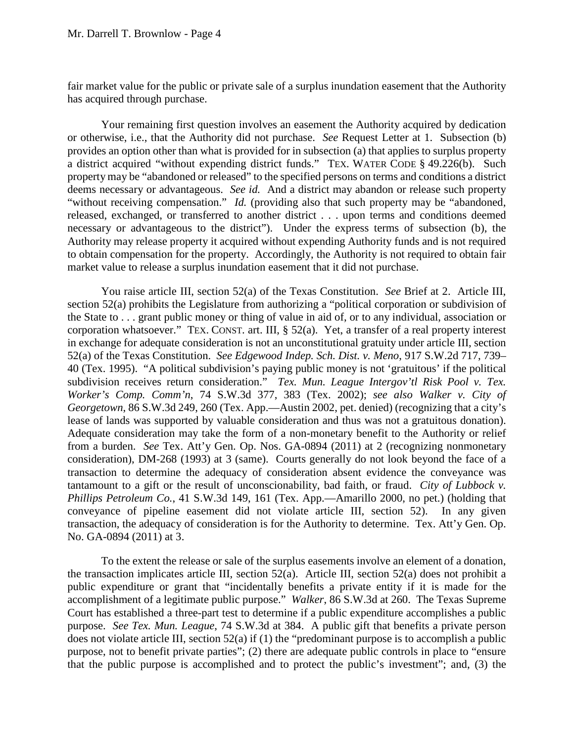fair market value for the public or private sale of a surplus inundation easement that the Authority has acquired through purchase.

Your remaining first question involves an easement the Authority acquired by dedication or otherwise, i.e., that the Authority did not purchase. *See* Request Letter at 1. Subsection (b) provides an option other than what is provided for in subsection (a) that applies to surplus property a district acquired "without expending district funds." TEX. WATER CODE § 49.226(b). Such property may be "abandoned or released" to the specified persons on terms and conditions a district deems necessary or advantageous. *See id.* And a district may abandon or release such property "without receiving compensation." *Id.* (providing also that such property may be "abandoned, released, exchanged, or transferred to another district . . . upon terms and conditions deemed necessary or advantageous to the district"). Under the express terms of subsection (b), the Authority may release property it acquired without expending Authority funds and is not required to obtain compensation for the property. Accordingly, the Authority is not required to obtain fair market value to release a surplus inundation easement that it did not purchase.

You raise article III, section 52(a) of the Texas Constitution. *See* Brief at 2. Article III, section 52(a) prohibits the Legislature from authorizing a "political corporation or subdivision of the State to . . . grant public money or thing of value in aid of, or to any individual, association or corporation whatsoever." TEX. CONST. art. III, § 52(a). Yet, a transfer of a real property interest in exchange for adequate consideration is not an unconstitutional gratuity under article III, section 52(a) of the Texas Constitution. *See Edgewood Indep. Sch. Dist. v. Meno*, 917 S.W.2d 717, 739–40 (Tex. 1995). "A political subdivision's paying public money is not 'gratuitous' if the political subdivision receives return consideration." *Tex. Mun. League Intergov'tl Risk Pool v. Tex. Worker's Comp. Comm'n*, 74 S.W.3d 377, 383 (Tex. 2002); *see also Walker v. City of Georgetown*, 86 S.W.3d 249, 260 (Tex. App.—Austin 2002, pet. denied) (recognizing that a city's lease of lands was supported by valuable consideration and thus was not a gratuitous donation). Adequate consideration may take the form of a non-monetary benefit to the Authority or relief from a burden. *See* Tex. Att'y Gen. Op. Nos. GA-0894 (2011) at 2 (recognizing nonmonetary consideration), DM-268 (1993) at 3 (same). Courts generally do not look beyond the face of a transaction to determine the adequacy of consideration absent evidence the conveyance was tantamount to a gift or the result of unconscionability, bad faith, or fraud. *City of Lubbock v. Phillips Petroleum Co.*, 41 S.W.3d 149, 161 (Tex. App.—Amarillo 2000, no pet.) (holding that conveyance of pipeline easement did not violate article III, section 52). In any given transaction, the adequacy of consideration is for the Authority to determine. Tex. Att'y Gen. Op. No. GA-0894 (2011) at 3.

To the extent the release or sale of the surplus easements involve an element of a donation, the transaction implicates article III, section 52(a). Article III, section 52(a) does not prohibit a public expenditure or grant that "incidentally benefits a private entity if it is made for the accomplishment of a legitimate public purpose." *Walker*, 86 S.W.3d at 260. The Texas Supreme Court has established a three-part test to determine if a public expenditure accomplishes a public purpose. *See Tex. Mun. League*, 74 S.W.3d at 384. A public gift that benefits a private person does not violate article III, section 52(a) if (1) the "predominant purpose is to accomplish a public purpose, not to benefit private parties"; (2) there are adequate public controls in place to "ensure that the public purpose is accomplished and to protect the public's investment"; and, (3) the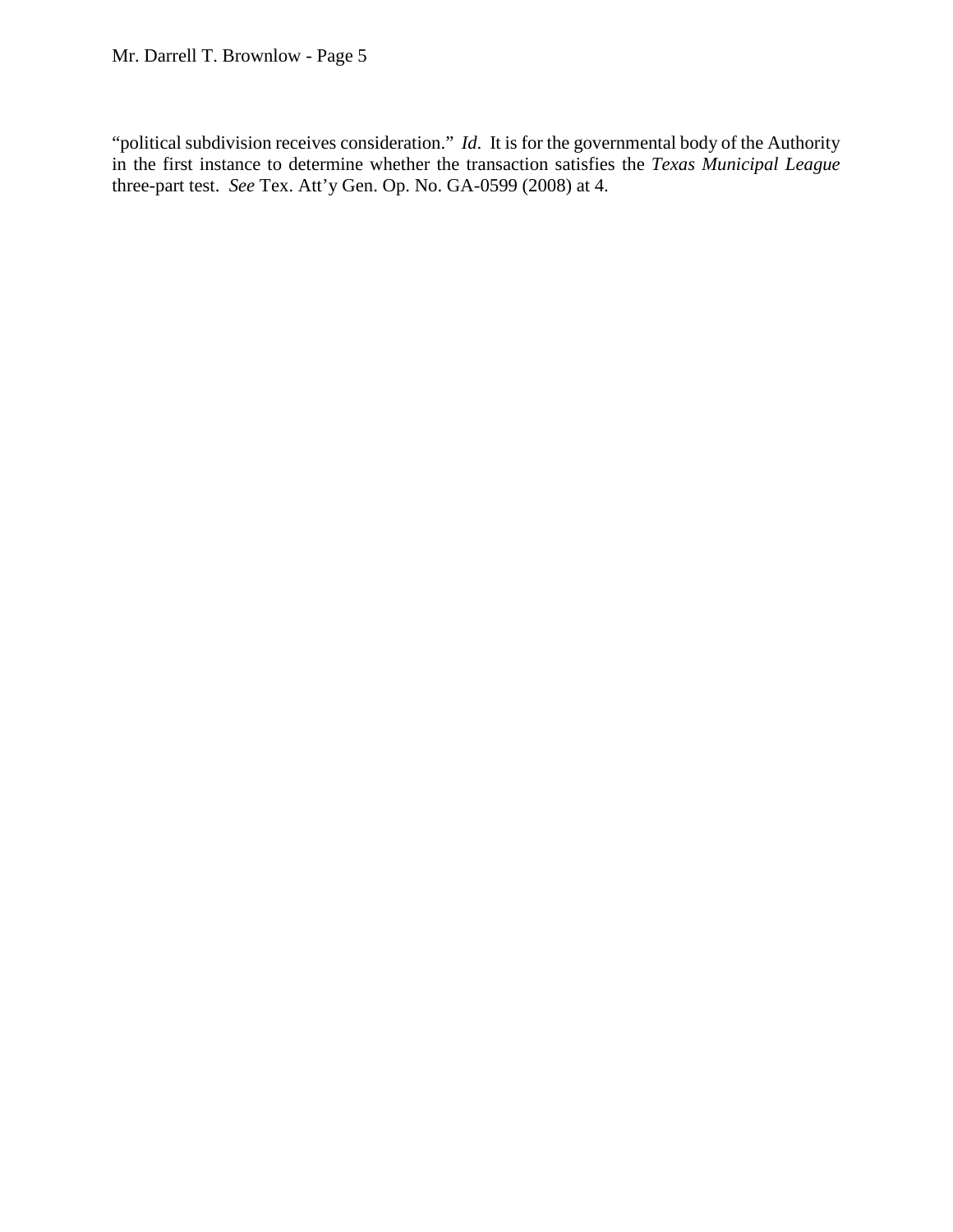"political subdivision receives consideration." *Id*. It is for the governmental body of the Authority in the first instance to determine whether the transaction satisfies the *Texas Municipal League* three-part test. *See* Tex. Att'y Gen. Op. No. GA-0599 (2008) at 4.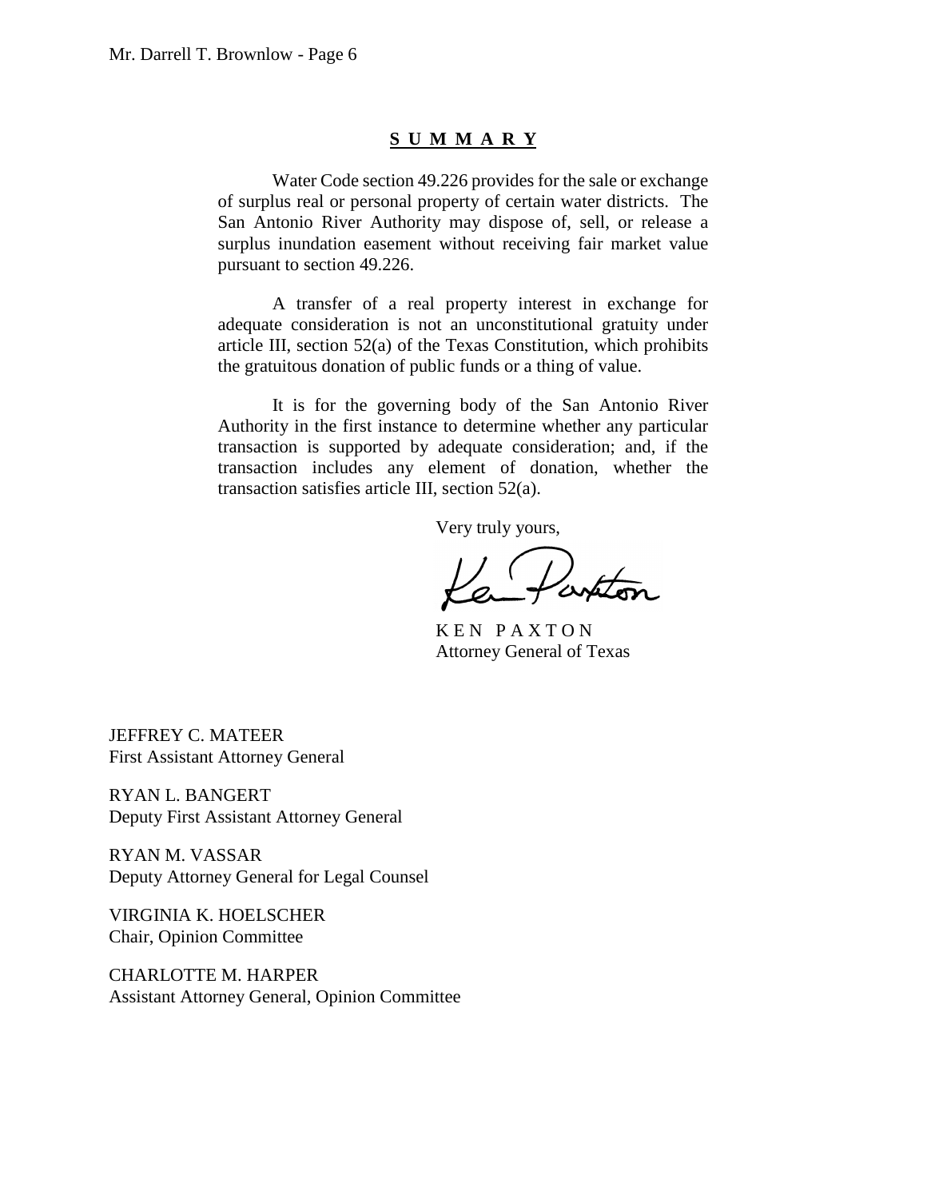## **S U M M A R Y**

Water Code section 49.226 provides for the sale or exchange of surplus real or personal property of certain water districts. The San Antonio River Authority may dispose of, sell, or release a surplus inundation easement without receiving fair market value pursuant to section 49.226.

A transfer of a real property interest in exchange for adequate consideration is not an unconstitutional gratuity under article III, section 52(a) of the Texas Constitution, which prohibits the gratuitous donation of public funds or a thing of value.

It is for the governing body of the San Antonio River Authority in the first instance to determine whether any particular transaction is supported by adequate consideration; and, if the transaction includes any element of donation, whether the transaction satisfies article III, section 52(a).

Very truly yours,

K E N   P A X T O N
Attorney General of Texas

JEFFREY C. MATEER
First Assistant Attorney General

RYAN L. BANGERT
Deputy First Assistant Attorney General

RYAN M. VASSAR
Deputy Attorney General for Legal Counsel

VIRGINIA K. HOELSCHER
Chair, Opinion Committee

CHARLOTTE M. HARPER
Assistant Attorney General, Opinion Committee